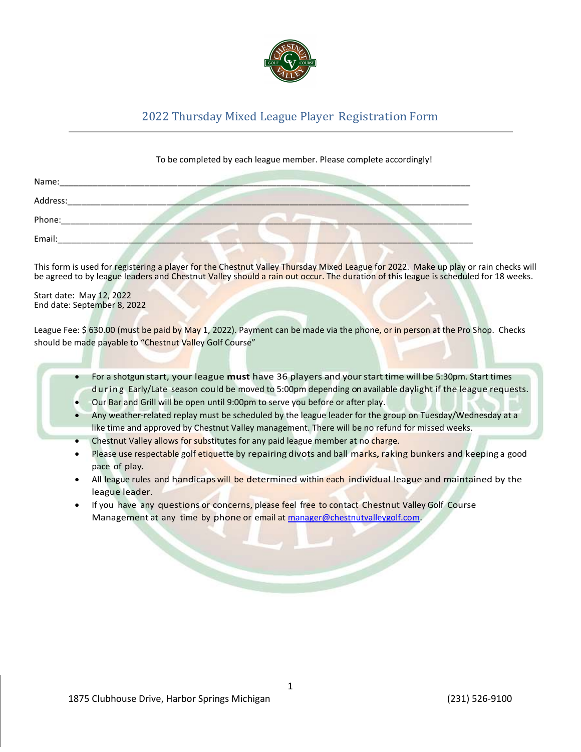# 2022 Thursday Mixed League Player Registration Form

To be completed by each league member. Please complete accordingly!

Name:\_\_\_\_\_\_\_\_\_\_\_\_\_\_\_\_\_\_\_\_\_\_\_\_\_\_\_\_\_\_\_\_\_\_\_\_\_\_\_\_\_\_\_\_\_\_\_\_\_\_\_\_\_\_\_\_\_\_\_\_\_\_\_\_\_\_\_\_\_\_\_\_\_\_\_\_

Address:\_\_\_\_\_\_\_\_\_\_\_\_\_\_\_\_\_\_\_\_\_\_\_\_\_\_\_\_\_\_\_\_\_\_\_\_\_\_\_\_\_\_\_\_\_\_\_\_\_\_\_\_\_\_\_\_\_\_\_\_\_\_\_\_\_\_\_\_\_\_\_\_\_\_\_

Phone:\_\_\_\_\_\_\_\_\_\_\_\_\_\_\_\_\_\_\_\_\_\_\_\_\_\_\_\_\_\_\_\_\_\_\_\_\_\_\_\_\_\_\_\_\_\_\_\_\_\_\_\_\_\_\_\_\_\_\_\_\_\_\_\_\_\_\_\_\_\_\_\_\_\_\_\_

Email:\_\_\_\_\_\_\_\_\_\_\_\_\_\_\_\_\_\_\_\_\_\_\_\_\_\_\_\_\_\_\_\_\_\_\_\_\_\_\_\_\_\_\_\_\_\_\_\_\_\_\_\_\_\_\_\_\_\_\_\_\_\_\_\_\_\_\_\_\_\_\_\_\_\_\_\_\_

This form is used for registering a player for the Chestnut Valley Thursday Mixed League for 2022. Make up play or rain checks will be agreed to by league leaders and Chestnut Valley should a rain out occur. The duration of this league is scheduled for 18 weeks.

Start date: May 12, 2022
End date: September 8, 2022

League Fee: $ 630.00 (must be paid by May 1, 2022). Payment can be made via the phone, or in person at the Pro Shop. Checks should be made payable to "Chestnut Valley Golf Course"

- For a shotgun start, your league **must** have 36 players and your start time will be 5:30pm. Start times during Early/Late season could be moved to 5:00pm depending on available daylight if the league requests.
- Our Bar and Grill will be open until 9:00pm to serve you before or after play.
- Any weather-related replay must be scheduled by the league leader for the group on Tuesday/Wednesday at a like time and approved by Chestnut Valley management. There will be no refund for missed weeks.
- Chestnut Valley allows for substitutes for any paid league member at no charge.
- Please use respectable golf etiquette by repairing divots and ball marks, raking bunkers and keeping a good pace of play.
- All league rules and handicaps will be determined within each individual league and maintained by the league leader.
- If you have any questions or concerns, please feel free to contact Chestnut Valley Golf Course Management at any time by phone or email at manager@chestnutvalleygolf.com.

1875 Clubhouse Drive, Harbor Springs Michigan (231) 526-9100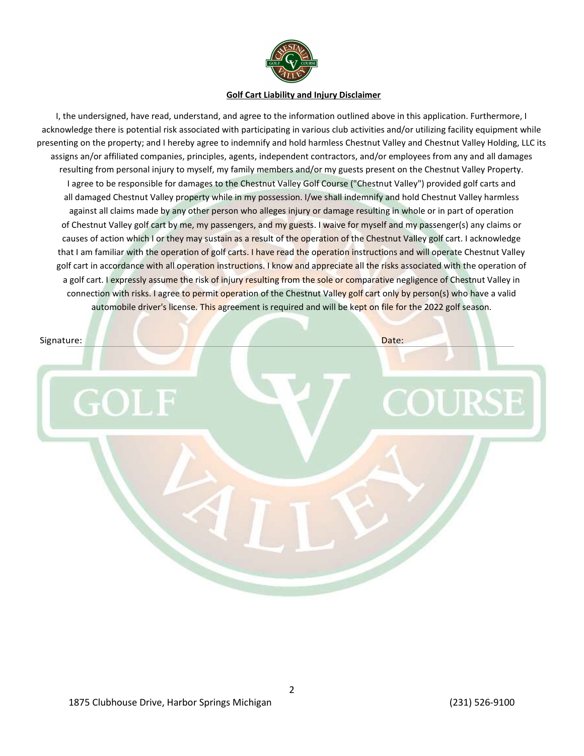**Golf Cart Liability and Injury Disclaimer**

I, the undersigned, have read, understand, and agree to the information outlined above in this application. Furthermore, I acknowledge there is potential risk associated with participating in various club activities and/or utilizing facility equipment while presenting on the property; and I hereby agree to indemnify and hold harmless Chestnut Valley and Chestnut Valley Holding, LLC its assigns an/or affiliated companies, principles, agents, independent contractors, and/or employees from any and all damages resulting from personal injury to myself, my family members and/or my guests present on the Chestnut Valley Property. I agree to be responsible for damages to the Chestnut Valley Golf Course ("Chestnut Valley") provided golf carts and all damaged Chestnut Valley property while in my possession. I/we shall indemnify and hold Chestnut Valley harmless against all claims made by any other person who alleges injury or damage resulting in whole or in part of operation of Chestnut Valley golf cart by me, my passengers, and my guests. I waive for myself and my passenger(s) any claims or causes of action which I or they may sustain as a result of the operation of the Chestnut Valley golf cart. I acknowledge that I am familiar with the operation of golf carts. I have read the operation instructions and will operate Chestnut Valley golf cart in accordance with all operation instructions. I know and appreciate all the risks associated with the operation of a golf cart. I expressly assume the risk of injury resulting from the sole or comparative negligence of Chestnut Valley in connection with risks. I agree to permit operation of the Chestnut Valley golf cart only by person(s) who have a valid automobile driver's license. This agreement is required and will be kept on file for the 2022 golf season.

Signature: \_\_\_\_\_\_\_\_\_\_\_\_\_\_\_\_\_\_\_\_\_\_\_\_\_\_\_\_ Date: \_\_\_\_\_\_\_\_\_\_\_\_

1875 Clubhouse Drive, Harbor Springs Michigan (231) 526-9100